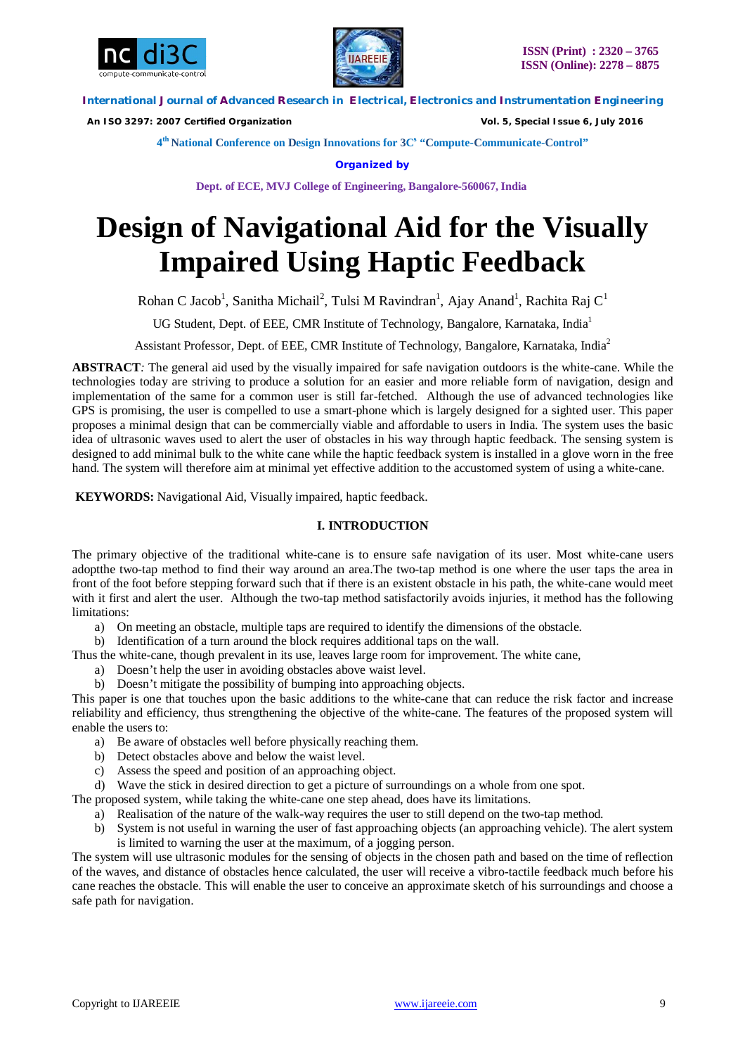# Design of Navigational Aid for the Visually Impaired Using Haptic Feedback

Rohan C Jacob[1], Sanitha Michail[2], Tulsi M Ravindran[1], Ajay Anand[1], Rachita Raj C[1]

UG Student, Dept. of EEE, CMR Institute of Technology, Bangalore, Karnataka, India[1]

Assistant Professor, Dept. of EEE, CMR Institute of Technology, Bangalore, Karnataka, India[2]

**ABSTRACT***:* The general aid used by the visually impaired for safe navigation outdoors is the white-cane. While the technologies today are striving to produce a solution for an easier and more reliable form of navigation, design and implementation of the same for a common user is still far-fetched. Although the use of advanced technologies like GPS is promising, the user is compelled to use a smart-phone which is largely designed for a sighted user. This paper proposes a minimal design that can be commercially viable and affordable to users in India. The system uses the basic idea of ultrasonic waves used to alert the user of obstacles in his way through haptic feedback. The sensing system is designed to add minimal bulk to the white cane while the haptic feedback system is installed in a glove worn in the free hand. The system will therefore aim at minimal yet effective addition to the accustomed system of using a white-cane.

**KEYWORDS:** Navigational Aid, Visually impaired, haptic feedback.

## I. INTRODUCTION

The primary objective of the traditional white-cane is to ensure safe navigation of its user. Most white-cane users adoptthe two-tap method to find their way around an area.The two-tap method is one where the user taps the area in front of the foot before stepping forward such that if there is an existent obstacle in his path, the white-cane would meet with it first and alert the user. Although the two-tap method satisfactorily avoids injuries, it method has the following limitations:

a) On meeting an obstacle, multiple taps are required to identify the dimensions of the obstacle.
b) Identification of a turn around the block requires additional taps on the wall.

Thus the white-cane, though prevalent in its use, leaves large room for improvement. The white cane,

a) Doesn't help the user in avoiding obstacles above waist level.
b) Doesn't mitigate the possibility of bumping into approaching objects.

This paper is one that touches upon the basic additions to the white-cane that can reduce the risk factor and increase reliability and efficiency, thus strengthening the objective of the white-cane. The features of the proposed system will enable the users to:

a) Be aware of obstacles well before physically reaching them.
b) Detect obstacles above and below the waist level.
c) Assess the speed and position of an approaching object.
d) Wave the stick in desired direction to get a picture of surroundings on a whole from one spot.

The proposed system, while taking the white-cane one step ahead, does have its limitations.

a) Realisation of the nature of the walk-way requires the user to still depend on the two-tap method.
b) System is not useful in warning the user of fast approaching objects (an approaching vehicle). The alert system is limited to warning the user at the maximum, of a jogging person.

The system will use ultrasonic modules for the sensing of objects in the chosen path and based on the time of reflection of the waves, and distance of obstacles hence calculated, the user will receive a vibro-tactile feedback much before his cane reaches the obstacle. This will enable the user to conceive an approximate sketch of his surroundings and choose a safe path for navigation.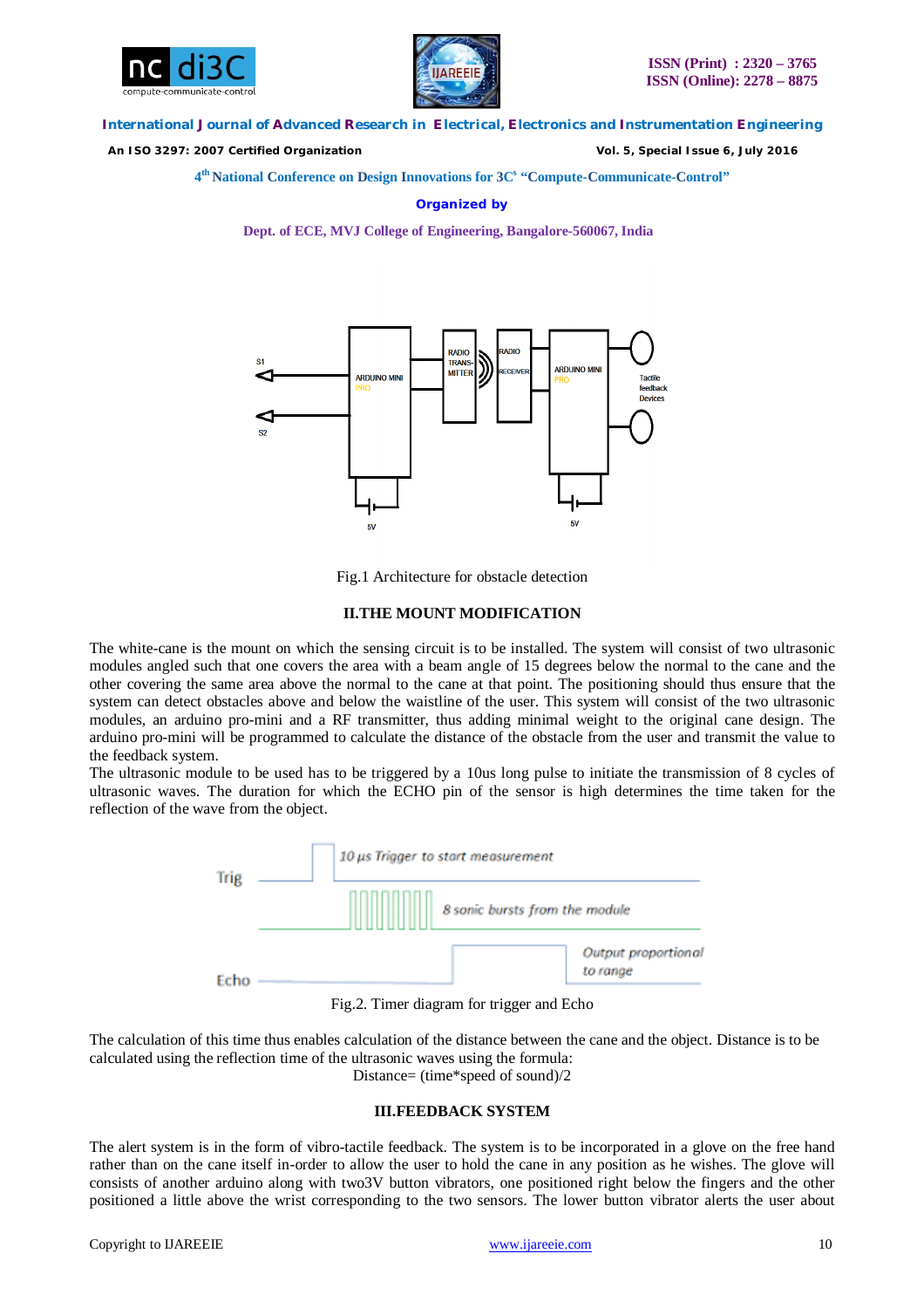Fig.1 Architecture for obstacle detection

## II.THE MOUNT MODIFICATION

The white-cane is the mount on which the sensing circuit is to be installed. The system will consist of two ultrasonic modules angled such that one covers the area with a beam angle of 15 degrees below the normal to the cane and the other covering the same area above the normal to the cane at that point. The positioning should thus ensure that the system can detect obstacles above and below the waistline of the user. This system will consist of the two ultrasonic modules, an arduino pro-mini and a RF transmitter, thus adding minimal weight to the original cane design. The arduino pro-mini will be programmed to calculate the distance of the obstacle from the user and transmit the value to the feedback system.
The ultrasonic module to be used has to be triggered by a 10us long pulse to initiate the transmission of 8 cycles of ultrasonic waves. The duration for which the ECHO pin of the sensor is high determines the time taken for the reflection of the wave from the object.

Fig.2. Timer diagram for trigger and Echo

The calculation of this time thus enables calculation of the distance between the cane and the object. Distance is to be calculated using the reflection time of the ultrasonic waves using the formula:

Distance= (time*speed of sound)/2

## III.FEEDBACK SYSTEM

The alert system is in the form of vibro-tactile feedback. The system is to be incorporated in a glove on the free hand rather than on the cane itself in-order to allow the user to hold the cane in any position as he wishes. The glove will consists of another arduino along with two3V button vibrators, one positioned right below the fingers and the other positioned a little above the wrist corresponding to the two sensors. The lower button vibrator alerts the user about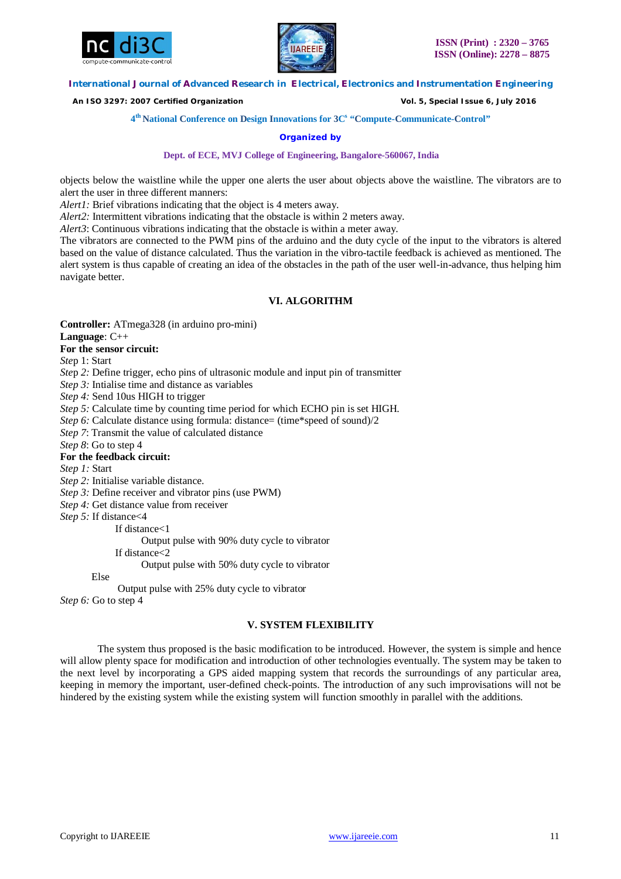objects below the waistline while the upper one alerts the user about objects above the waistline. The vibrators are to alert the user in three different manners:

*Alert1:* Brief vibrations indicating that the object is 4 meters away.

*Alert2:* Intermittent vibrations indicating that the obstacle is within 2 meters away.

*Alert3*: Continuous vibrations indicating that the obstacle is within a meter away.

The vibrators are connected to the PWM pins of the arduino and the duty cycle of the input to the vibrators is altered based on the value of distance calculated. Thus the variation in the vibro-tactile feedback is achieved as mentioned. The alert system is thus capable of creating an idea of the obstacles in the path of the user well-in-advance, thus helping him navigate better.

## VI. ALGORITHM

**Controller:** ATmega328 (in arduino pro-mini)

**Language**: C++

**For the sensor circuit:**

*Step* 1: Start

*Step 2:* Define trigger, echo pins of ultrasonic module and input pin of transmitter

*Step 3:* Intialise time and distance as variables

*Step 4:* Send 10us HIGH to trigger

*Step 5:* Calculate time by counting time period for which ECHO pin is set HIGH.

*Step 6:* Calculate distance using formula: distance= (time*speed of sound)/2

*Step 7*: Transmit the value of calculated distance

*Step 8*: Go to step 4

**For the feedback circuit:**

*Step 1:* Start

*Step 2:* Initialise variable distance.

*Step 3:* Define receiver and vibrator pins (use PWM)

*Step 4:* Get distance value from receiver

*Step 5:* If distance<4

```
        If distance<1
              Output pulse with 90% duty cycle to vibrator
        If distance<2
              Output pulse with 50% duty cycle to vibrator
    Else
         Output pulse with 25% duty cycle to vibrator
```

*Step 6:* Go to step 4

## V. SYSTEM FLEXIBILITY

The system thus proposed is the basic modification to be introduced. However, the system is simple and hence will allow plenty space for modification and introduction of other technologies eventually. The system may be taken to the next level by incorporating a GPS aided mapping system that records the surroundings of any particular area, keeping in memory the important, user-defined check-points. The introduction of any such improvisations will not be hindered by the existing system while the existing system will function smoothly in parallel with the additions.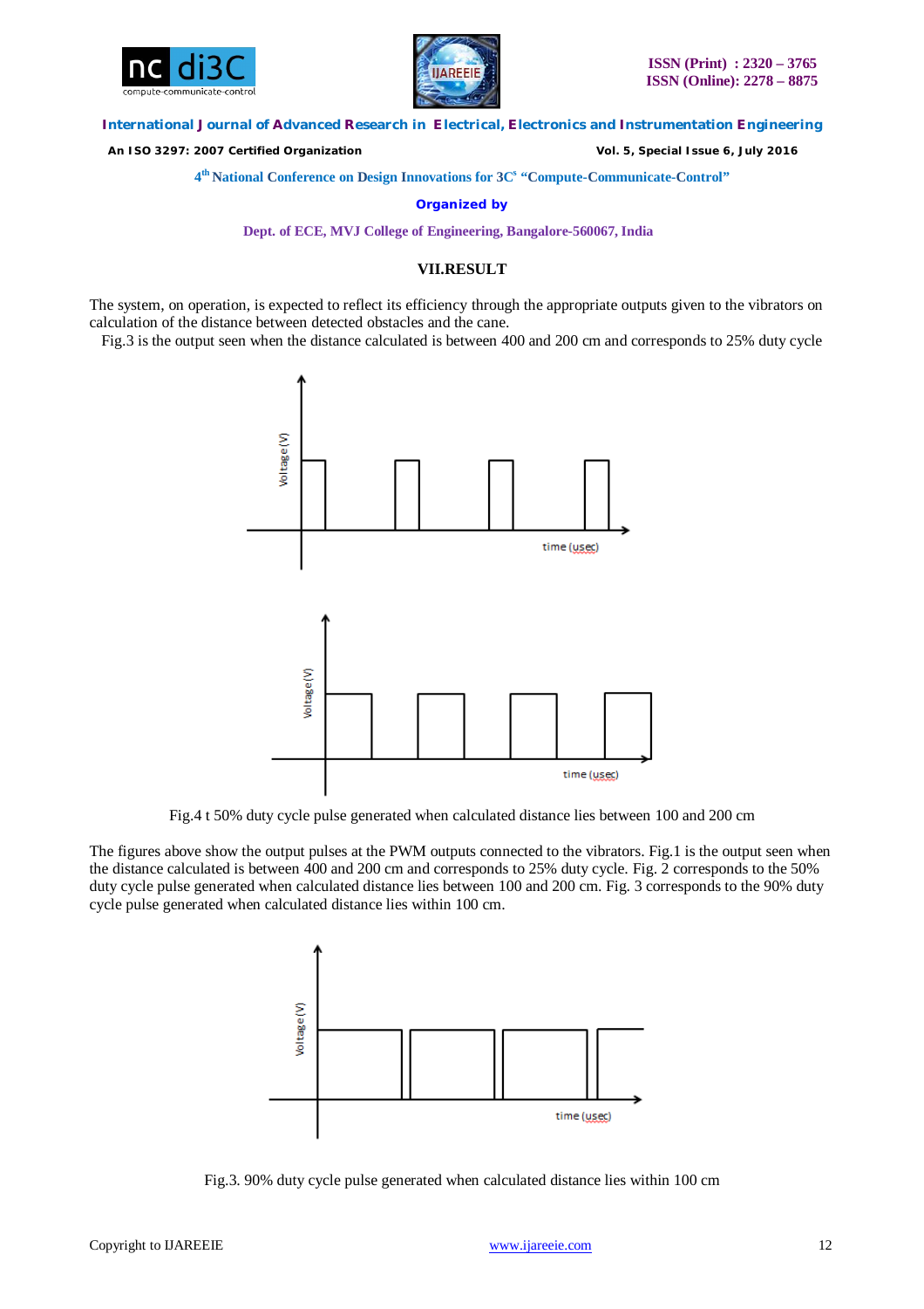## VII.RESULT

The system, on operation, is expected to reflect its efficiency through the appropriate outputs given to the vibrators on calculation of the distance between detected obstacles and the cane.

Fig.3 is the output seen when the distance calculated is between 400 and 200 cm and corresponds to 25% duty cycle

Fig.4 t 50% duty cycle pulse generated when calculated distance lies between 100 and 200 cm

The figures above show the output pulses at the PWM outputs connected to the vibrators. Fig.1 is the output seen when the distance calculated is between 400 and 200 cm and corresponds to 25% duty cycle. Fig. 2 corresponds to the 50% duty cycle pulse generated when calculated distance lies between 100 and 200 cm. Fig. 3 corresponds to the 90% duty cycle pulse generated when calculated distance lies within 100 cm.

Fig.3. 90% duty cycle pulse generated when calculated distance lies within 100 cm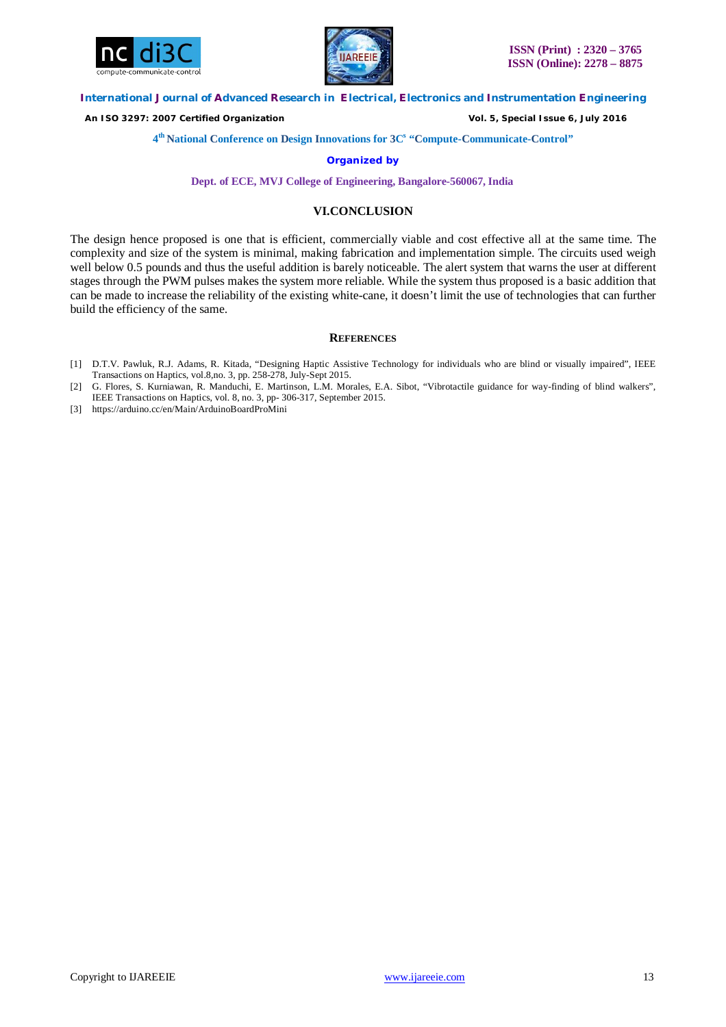## VI.CONCLUSION

The design hence proposed is one that is efficient, commercially viable and cost effective all at the same time. The complexity and size of the system is minimal, making fabrication and implementation simple. The circuits used weigh well below 0.5 pounds and thus the useful addition is barely noticeable. The alert system that warns the user at different stages through the PWM pulses makes the system more reliable. While the system thus proposed is a basic addition that can be made to increase the reliability of the existing white-cane, it doesn't limit the use of technologies that can further build the efficiency of the same.

## REFERENCES

[1] D.T.V. Pawluk, R.J. Adams, R. Kitada, "Designing Haptic Assistive Technology for individuals who are blind or visually impaired", IEEE Transactions on Haptics, vol.8,no. 3, pp. 258-278, July-Sept 2015.

[2] G. Flores, S. Kurniawan, R. Manduchi, E. Martinson, L.M. Morales, E.A. Sibot, "Vibrotactile guidance for way-finding of blind walkers", IEEE Transactions on Haptics, vol. 8, no. 3, pp- 306-317, September 2015.

[3] https://arduino.cc/en/Main/ArduinoBoardProMini